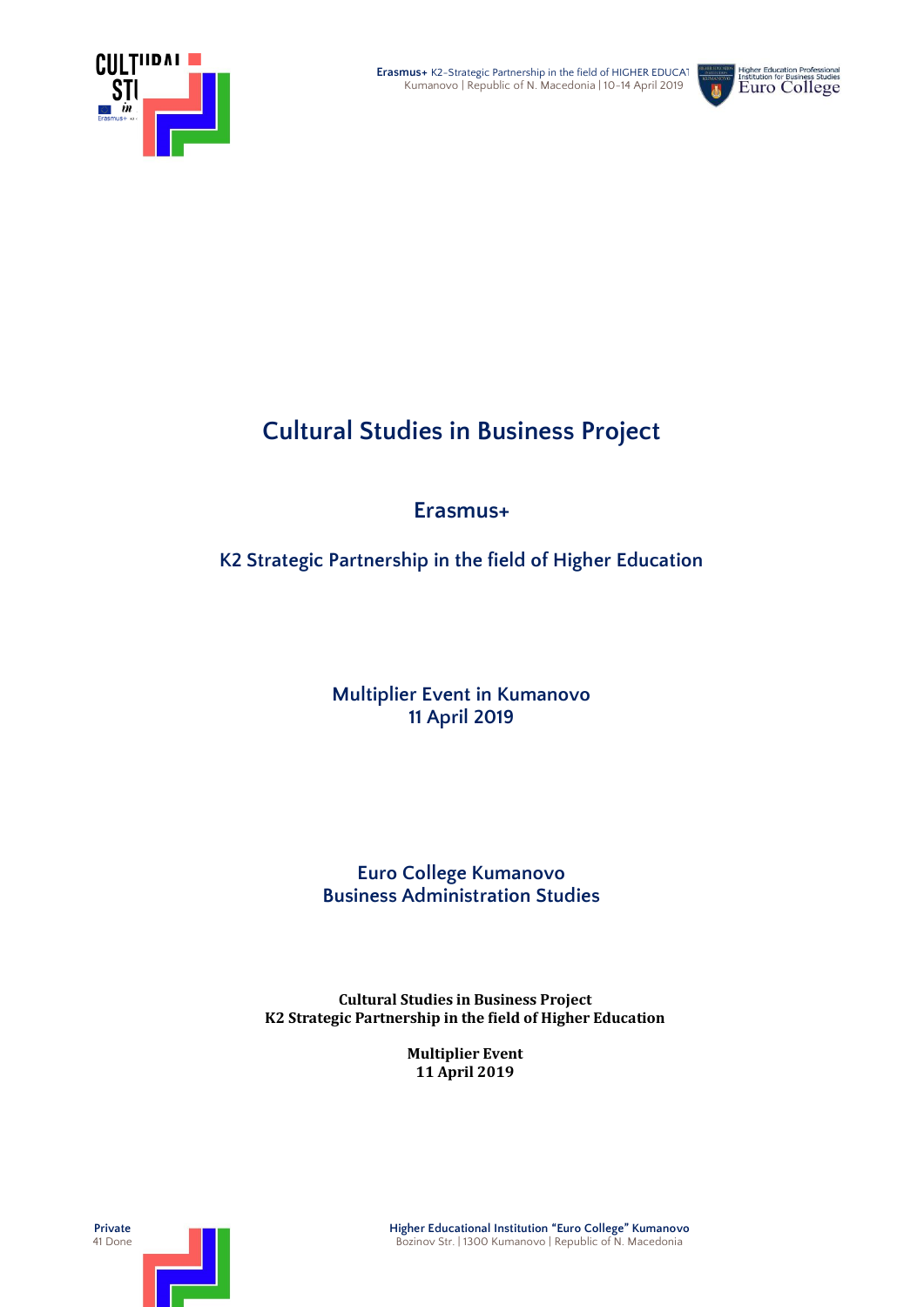# Cultural Studies in Business Project

## Erasmus+

### K2 Strategic Partnership in the field of Higher Education

### Multiplier Event in Kumanovo
### 11 April 2019

### Euro College Kumanovo
### Business Administration Studies

**Cultural Studies in Business Project**
**K2 Strategic Partnership in the field of Higher Education**

**Multiplier Event**
**11 April 2019**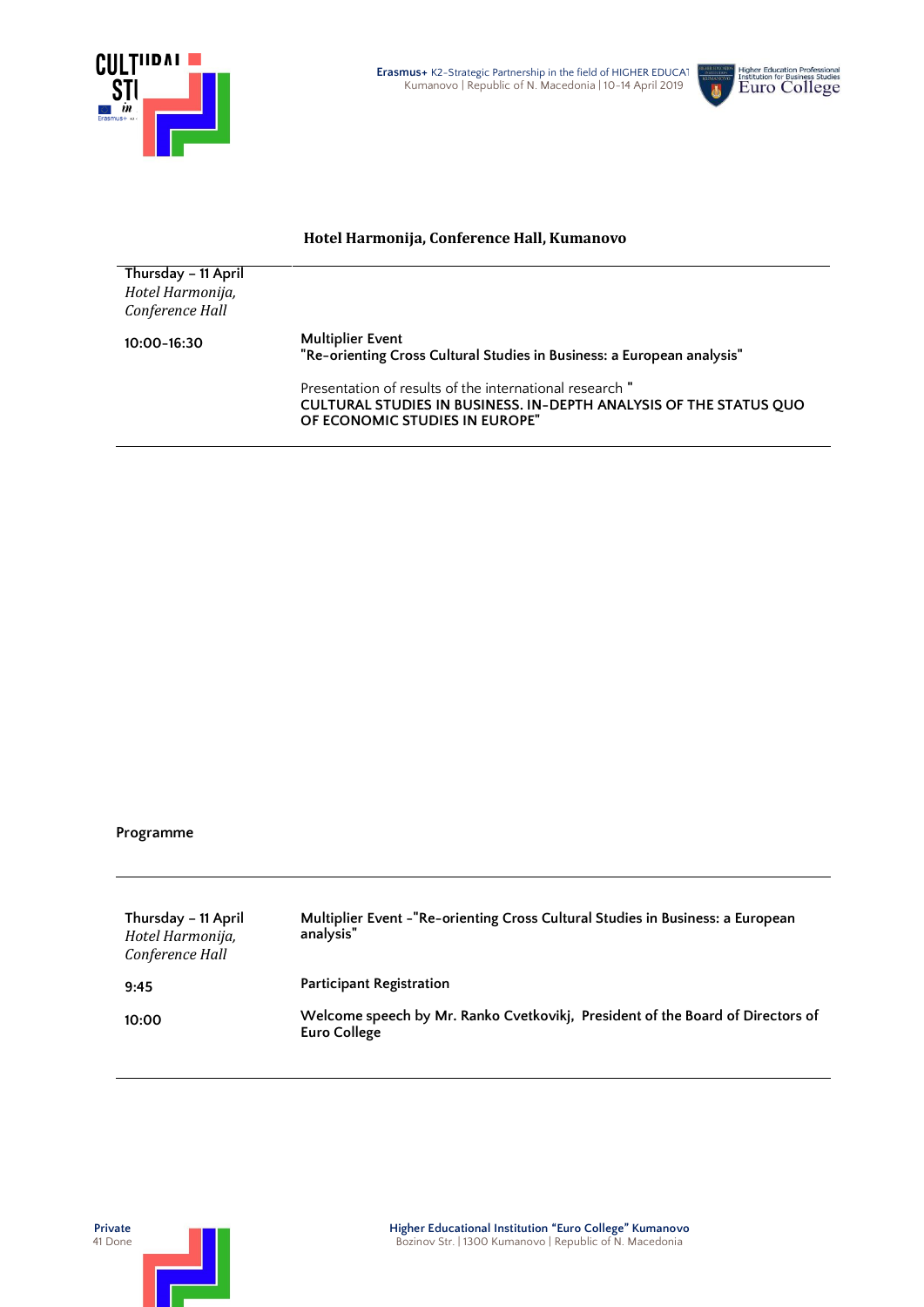**Hotel Harmonija, Conference Hall, Kumanovo**

| Thursday – 11 April *Hotel Harmonija, Conference Hall* | |
|---|---|
| 10:00-16:30 | Multiplier Event "Re-orienting Cross Cultural Studies in Business: a European analysis" |
| | Presentation of results of the international research " **CULTURAL STUDIES IN BUSINESS. IN-DEPTH ANALYSIS OF THE STATUS QUO OF ECONOMIC STUDIES IN EUROPE"** |

**Programme**

| Thursday – 11 April *Hotel Harmonija, Conference Hall* | **Multiplier Event -"Re-orienting Cross Cultural Studies in Business: a European analysis"** |
|---|---|
| 9:45 | **Participant Registration** |
| 10:00 | **Welcome speech by Mr. Ranko Cvetkovikj, President of the Board of Directors of Euro College** |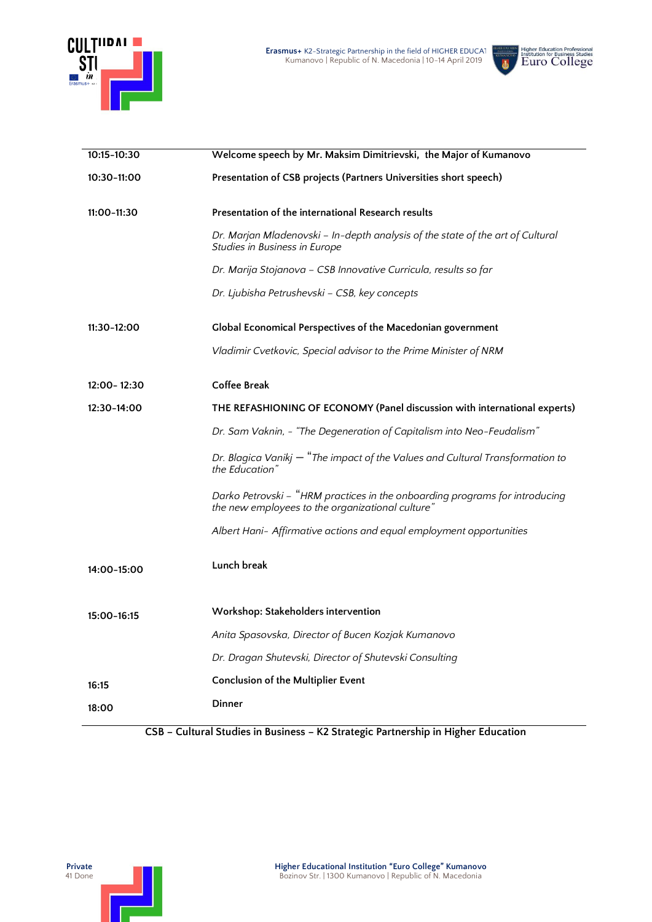| | |
|---|---|
| 10:15-10:30 | **Welcome speech by Mr. Maksim Dimitrievski, the Major of Kumanovo** |
| 10:30-11:00 | **Presentation of CSB projects (Partners Universities short speech)** |
| 11:00-11:30 | **Presentation of the international Research results** |
| | *Dr. Marjan Mladenovski – In-depth analysis of the state of the art of Cultural Studies in Business in Europe* |
| | *Dr. Marija Stojanova – CSB Innovative Curricula, results so far* |
| | *Dr. Ljubisha Petrushevski – CSB, key concepts* |
| 11:30-12:00 | **Global Economical Perspectives of the Macedonian government** |
| | *Vladimir Cvetkovic, Special advisor to the Prime Minister of NRM* |
| 12:00- 12:30 | **Coffee Break** |
| 12:30-14:00 | **THE REFASHIONING OF ECONOMY (Panel discussion with international experts)** |
| | *Dr. Sam Vaknin, - "The Degeneration of Capitalism into Neo-Feudalism"* |
| | *Dr. Blagica Vanikj – "The impact of the Values and Cultural Transformation to the Education"* |
| | *Darko Petrovski – "HRM practices in the onboarding programs for introducing the new employees to the organizational culture"* |
| | *Albert Hani- Affirmative actions and equal employment opportunities* |
| 14:00-15:00 | **Lunch break** |
| 15:00-16:15 | **Workshop: Stakeholders intervention** |
| | *Anita Spasovska, Director of Bucen Kozjak Kumanovo* |
| | *Dr. Dragan Shutevski, Director of Shutevski Consulting* |
| 16:15 | **Conclusion of the Multiplier Event** |
| 18:00 | **Dinner** |

**CSB – Cultural Studies in Business – K2 Strategic Partnership in Higher Education**